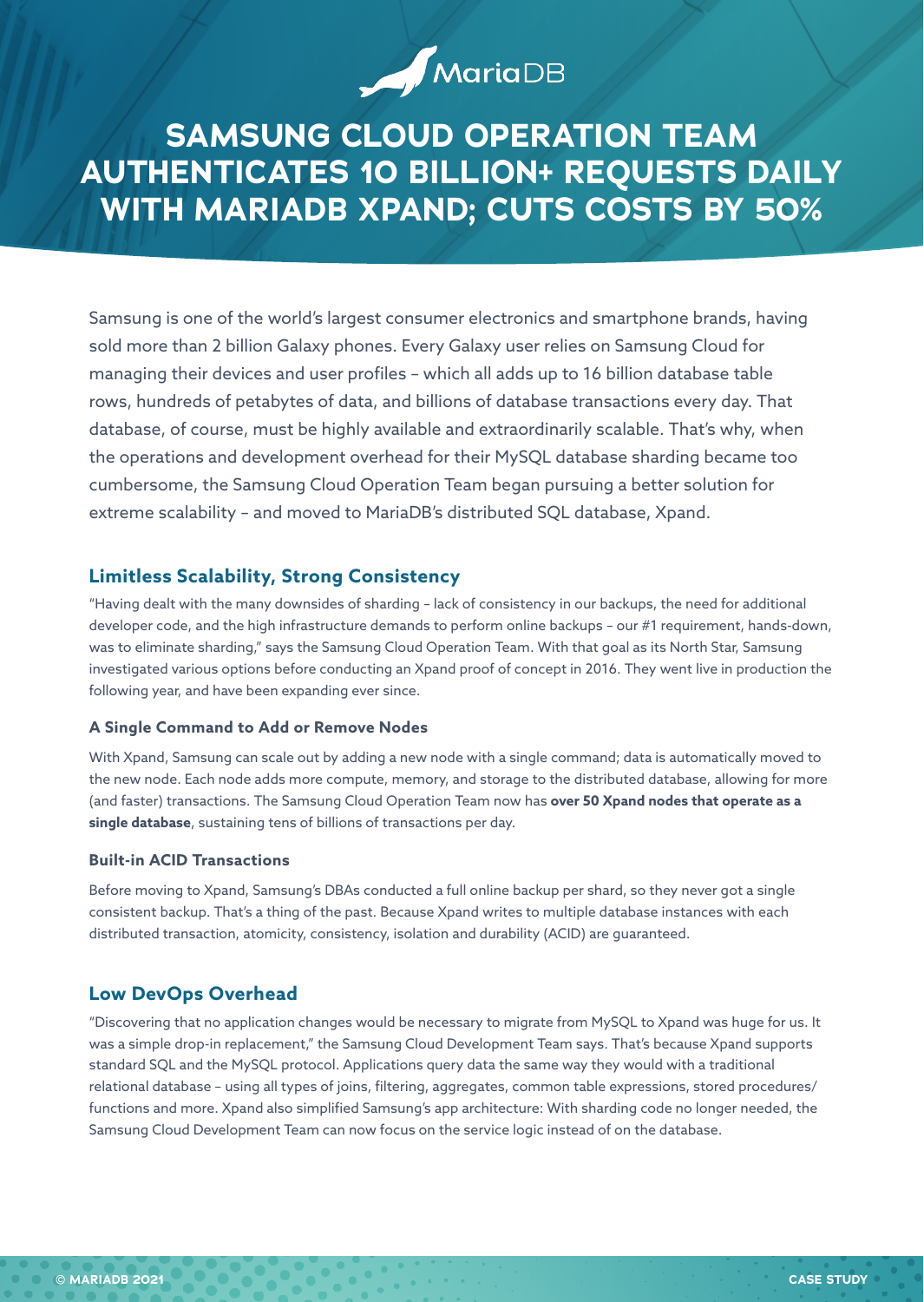# SAMSUNG CLOUD OPERATION TEAM AUTHENTICATES 10 BILLION+ REQUESTS DAILY WITH MARIADB XPAND; CUTS COSTS BY 50%

Samsung is one of the world's largest consumer electronics and smartphone brands, having sold more than 2 billion Galaxy phones. Every Galaxy user relies on Samsung Cloud for managing their devices and user profiles – which all adds up to 16 billion database table rows, hundreds of petabytes of data, and billions of database transactions every day. That database, of course, must be highly available and extraordinarily scalable. That's why, when the operations and development overhead for their MySQL database sharding became too cumbersome, the Samsung Cloud Operation Team began pursuing a better solution for extreme scalability – and moved to MariaDB's distributed SQL database, Xpand.

## Limitless Scalability, Strong Consistency

"Having dealt with the many downsides of sharding – lack of consistency in our backups, the need for additional developer code, and the high infrastructure demands to perform online backups – our #1 requirement, hands-down, was to eliminate sharding," says the Samsung Cloud Operation Team. With that goal as its North Star, Samsung investigated various options before conducting an Xpand proof of concept in 2016. They went live in production the following year, and have been expanding ever since.

### A Single Command to Add or Remove Nodes

With Xpand, Samsung can scale out by adding a new node with a single command; data is automatically moved to the new node. Each node adds more compute, memory, and storage to the distributed database, allowing for more (and faster) transactions. The Samsung Cloud Operation Team now has **over 50 Xpand nodes that operate as a single database**, sustaining tens of billions of transactions per day.

### Built-in ACID Transactions

Before moving to Xpand, Samsung's DBAs conducted a full online backup per shard, so they never got a single consistent backup. That's a thing of the past. Because Xpand writes to multiple database instances with each distributed transaction, atomicity, consistency, isolation and durability (ACID) are guaranteed.

## Low DevOps Overhead

"Discovering that no application changes would be necessary to migrate from MySQL to Xpand was huge for us. It was a simple drop-in replacement," the Samsung Cloud Development Team says. That's because Xpand supports standard SQL and the MySQL protocol. Applications query data the same way they would with a traditional relational database – using all types of joins, filtering, aggregates, common table expressions, stored procedures/functions and more. Xpand also simplified Samsung's app architecture: With sharding code no longer needed, the Samsung Cloud Development Team can now focus on the service logic instead of on the database.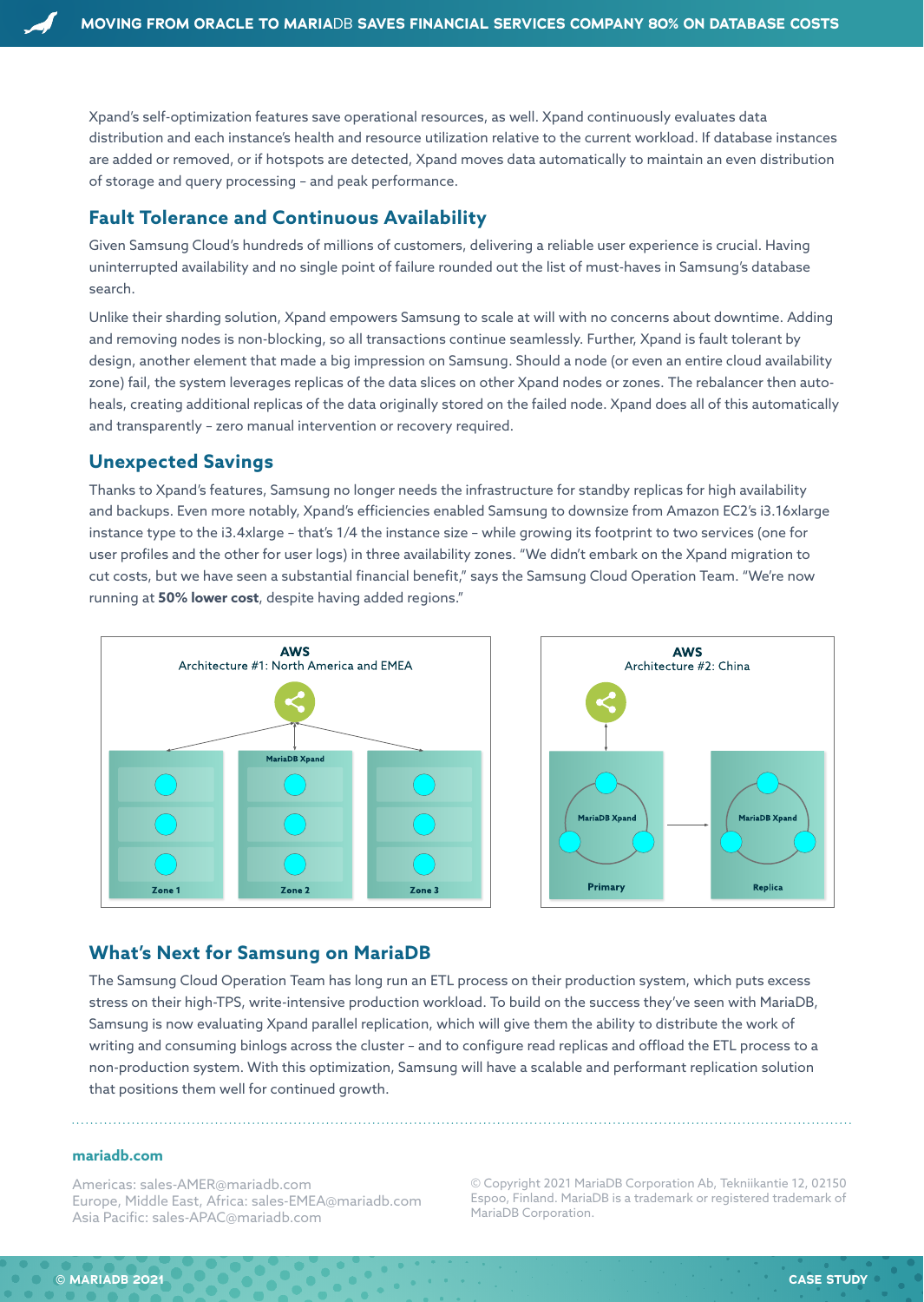Xpand's self-optimization features save operational resources, as well. Xpand continuously evaluates data distribution and each instance's health and resource utilization relative to the current workload. If database instances are added or removed, or if hotspots are detected, Xpand moves data automatically to maintain an even distribution of storage and query processing – and peak performance.

## Fault Tolerance and Continuous Availability

Given Samsung Cloud's hundreds of millions of customers, delivering a reliable user experience is crucial. Having uninterrupted availability and no single point of failure rounded out the list of must-haves in Samsung's database search.

Unlike their sharding solution, Xpand empowers Samsung to scale at will with no concerns about downtime. Adding and removing nodes is non-blocking, so all transactions continue seamlessly. Further, Xpand is fault tolerant by design, another element that made a big impression on Samsung. Should a node (or even an entire cloud availability zone) fail, the system leverages replicas of the data slices on other Xpand nodes or zones. The rebalancer then auto-heals, creating additional replicas of the data originally stored on the failed node. Xpand does all of this automatically and transparently – zero manual intervention or recovery required.

## Unexpected Savings

Thanks to Xpand's features, Samsung no longer needs the infrastructure for standby replicas for high availability and backups. Even more notably, Xpand's efficiencies enabled Samsung to downsize from Amazon EC2's i3.16xlarge instance type to the i3.4xlarge – that's 1/4 the instance size – while growing its footprint to two services (one for user profiles and the other for user logs) in three availability zones. "We didn't embark on the Xpand migration to cut costs, but we have seen a substantial financial benefit," says the Samsung Cloud Operation Team. "We're now running at **50% lower cost**, despite having added regions."

AWS
Architecture #1: North America and EMEA
MariaDB Xpand
Zone 1
Zone 2
Zone 3

AWS
Architecture #2: China
MariaDB Xpand
Primary
MariaDB Xpand
Replica

## What's Next for Samsung on MariaDB

The Samsung Cloud Operation Team has long run an ETL process on their production system, which puts excess stress on their high-TPS, write-intensive production workload. To build on the success they've seen with MariaDB, Samsung is now evaluating Xpand parallel replication, which will give them the ability to distribute the work of writing and consuming binlogs across the cluster – and to configure read replicas and offload the ETL process to a non-production system. With this optimization, Samsung will have a scalable and performant replication solution that positions them well for continued growth.

**mariadb.com**

Americas: sales-AMER@mariadb.com
Europe, Middle East, Africa: sales-EMEA@mariadb.com
Asia Pacific: sales-APAC@mariadb.com

© Copyright 2021 MariaDB Corporation Ab, Tekniikantie 12, 02150 Espoo, Finland. MariaDB is a trademark or registered trademark of MariaDB Corporation.